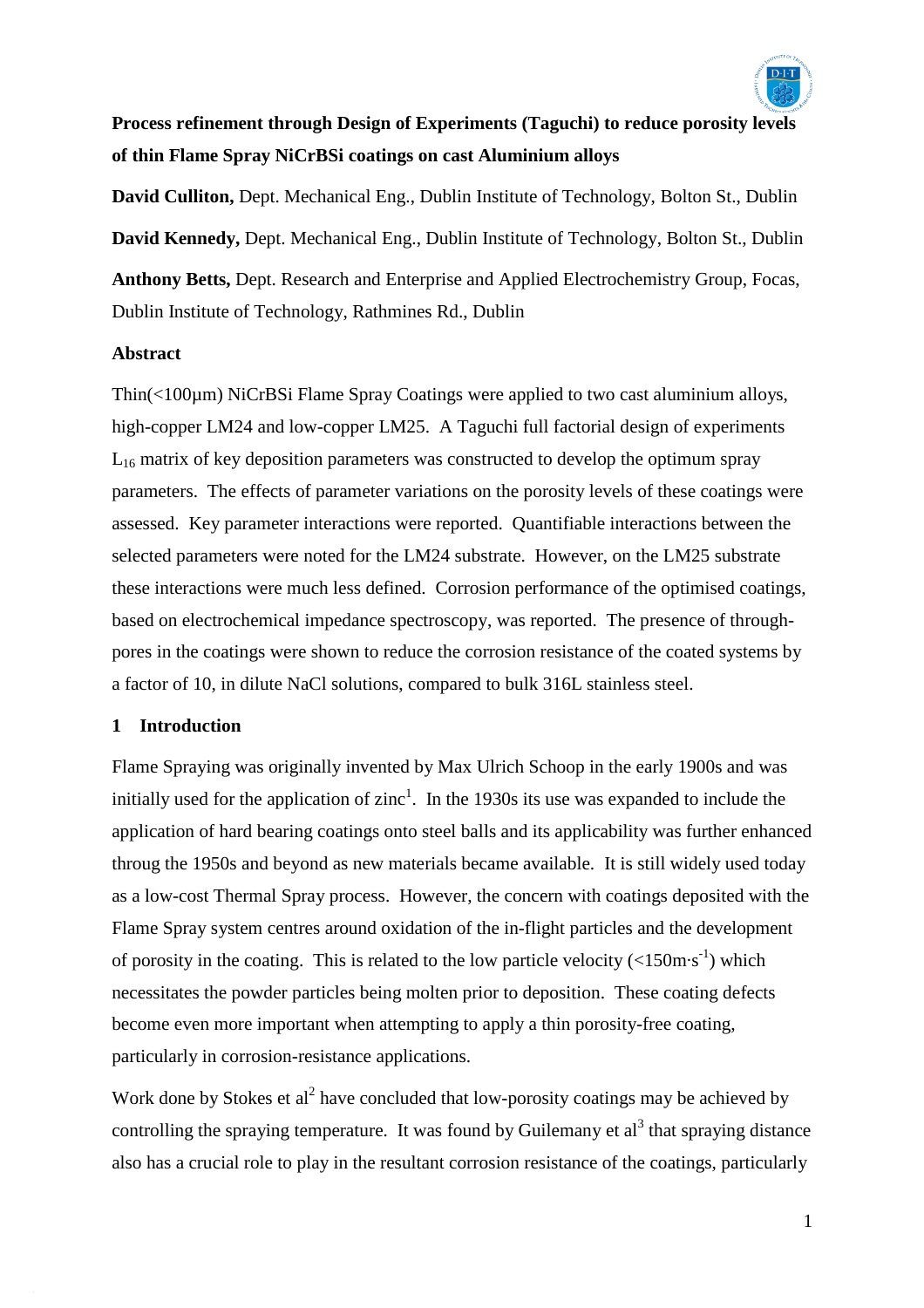# Process refinement through Design of Experiments (Taguchi) to reduce porosity levels of thin Flame Spray NiCrBSi coatings on cast Aluminium alloys

**David Culliton,** Dept. Mechanical Eng., Dublin Institute of Technology, Bolton St., Dublin

**David Kennedy,** Dept. Mechanical Eng., Dublin Institute of Technology, Bolton St., Dublin

**Anthony Betts,** Dept. Research and Enterprise and Applied Electrochemistry Group, Focas, Dublin Institute of Technology, Rathmines Rd., Dublin

## Abstract

Thin(<100µm) NiCrBSi Flame Spray Coatings were applied to two cast aluminium alloys, high-copper LM24 and low-copper LM25. A Taguchi full factorial design of experiments $L_{16}$ matrix of key deposition parameters was constructed to develop the optimum spray parameters. The effects of parameter variations on the porosity levels of these coatings were assessed. Key parameter interactions were reported. Quantifiable interactions between the selected parameters were noted for the LM24 substrate. However, on the LM25 substrate these interactions were much less defined. Corrosion performance of the optimised coatings, based on electrochemical impedance spectroscopy, was reported. The presence of through-pores in the coatings were shown to reduce the corrosion resistance of the coated systems by a factor of 10, in dilute NaCl solutions, compared to bulk 316L stainless steel.

## 1 Introduction

Flame Spraying was originally invented by Max Ulrich Schoop in the early 1900s and was initially used for the application of zinc[1]. In the 1930s its use was expanded to include the application of hard bearing coatings onto steel balls and its applicability was further enhanced throug the 1950s and beyond as new materials became available. It is still widely used today as a low-cost Thermal Spray process. However, the concern with coatings deposited with the Flame Spray system centres around oxidation of the in-flight particles and the development of porosity in the coating. This is related to the low particle velocity (<150m·s$^{-1}$) which necessitates the powder particles being molten prior to deposition. These coating defects become even more important when attempting to apply a thin porosity-free coating, particularly in corrosion-resistance applications.

Work done by Stokes et al[2] have concluded that low-porosity coatings may be achieved by controlling the spraying temperature. It was found by Guilemany et al[3] that spraying distance also has a crucial role to play in the resultant corrosion resistance of the coatings, particularly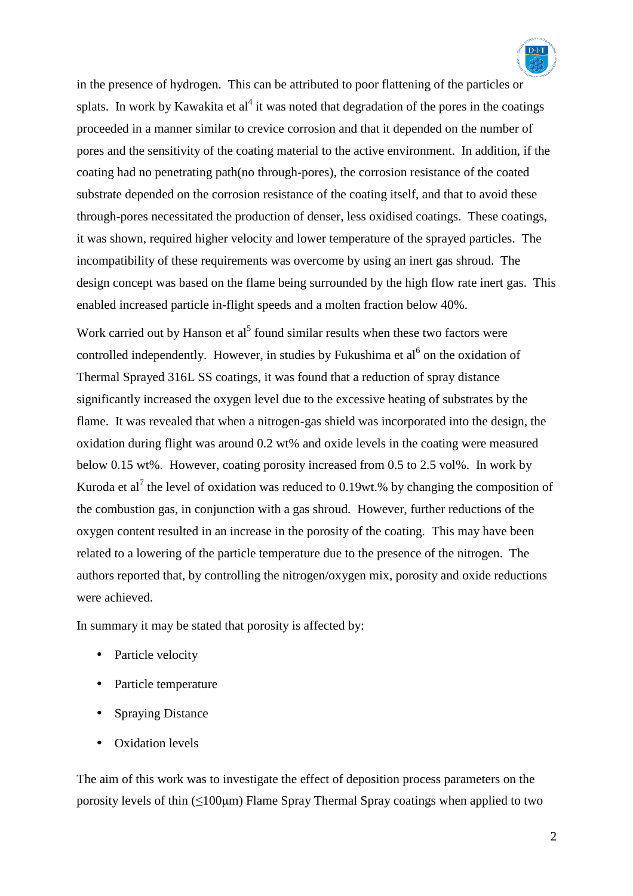in the presence of hydrogen. This can be attributed to poor flattening of the particles or splats. In work by Kawakita et al[4] it was noted that degradation of the pores in the coatings proceeded in a manner similar to crevice corrosion and that it depended on the number of pores and the sensitivity of the coating material to the active environment. In addition, if the coating had no penetrating path(no through-pores), the corrosion resistance of the coated substrate depended on the corrosion resistance of the coating itself, and that to avoid these through-pores necessitated the production of denser, less oxidised coatings. These coatings, it was shown, required higher velocity and lower temperature of the sprayed particles. The incompatibility of these requirements was overcome by using an inert gas shroud. The design concept was based on the flame being surrounded by the high flow rate inert gas. This enabled increased particle in-flight speeds and a molten fraction below 40%.

Work carried out by Hanson et al[5] found similar results when these two factors were controlled independently. However, in studies by Fukushima et al[6] on the oxidation of Thermal Sprayed 316L SS coatings, it was found that a reduction of spray distance significantly increased the oxygen level due to the excessive heating of substrates by the flame. It was revealed that when a nitrogen-gas shield was incorporated into the design, the oxidation during flight was around 0.2 wt% and oxide levels in the coating were measured below 0.15 wt%. However, coating porosity increased from 0.5 to 2.5 vol%. In work by Kuroda et al[7] the level of oxidation was reduced to 0.19wt.% by changing the composition of the combustion gas, in conjunction with a gas shroud. However, further reductions of the oxygen content resulted in an increase in the porosity of the coating. This may have been related to a lowering of the particle temperature due to the presence of the nitrogen. The authors reported that, by controlling the nitrogen/oxygen mix, porosity and oxide reductions were achieved.

In summary it may be stated that porosity is affected by:

- Particle velocity
- Particle temperature
- Spraying Distance
- Oxidation levels

The aim of this work was to investigate the effect of deposition process parameters on the porosity levels of thin (≤100μm) Flame Spray Thermal Spray coatings when applied to two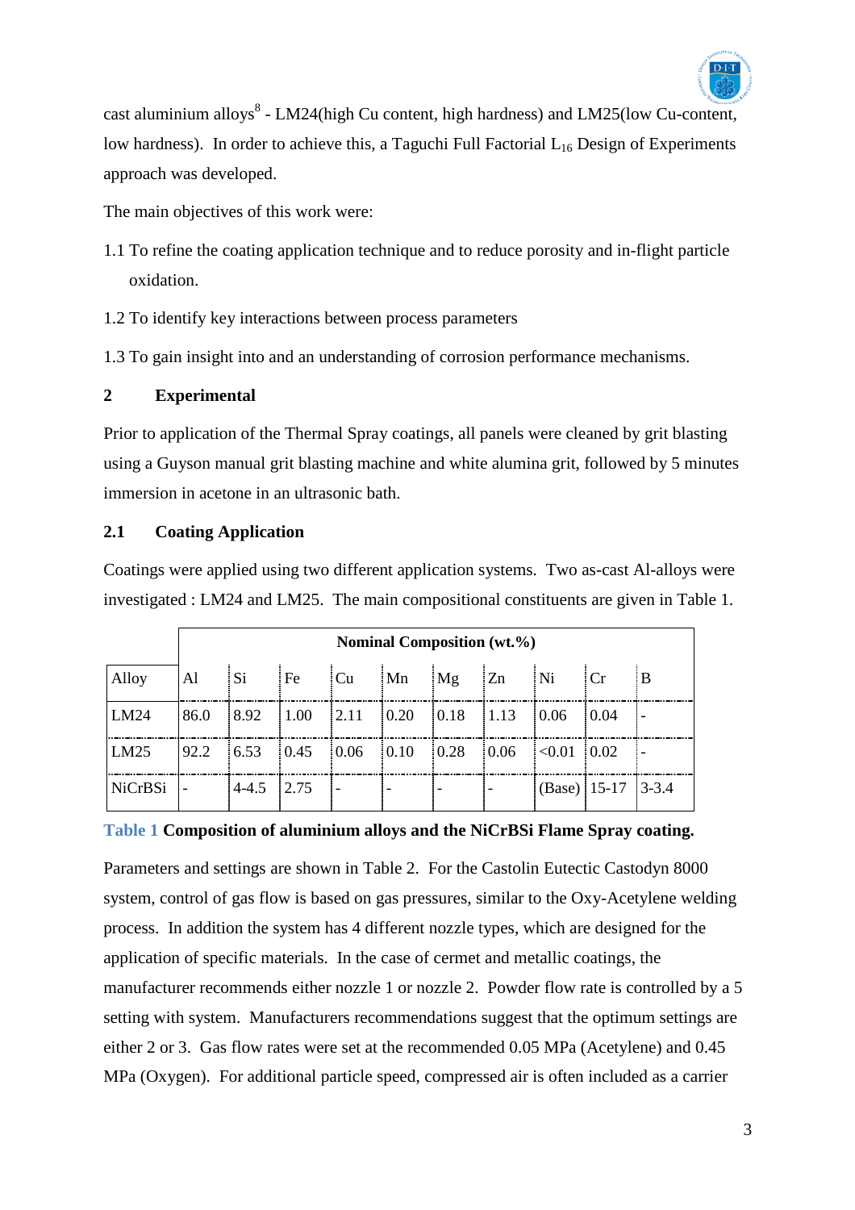cast aluminium alloys[8] - LM24(high Cu content, high hardness) and LM25(low Cu-content, low hardness). In order to achieve this, a Taguchi Full Factorial $L_{16}$ Design of Experiments approach was developed.

The main objectives of this work were:

1.1 To refine the coating application technique and to reduce porosity and in-flight particle oxidation.

1.2 To identify key interactions between process parameters

1.3 To gain insight into and an understanding of corrosion performance mechanisms.

## 2 Experimental

Prior to application of the Thermal Spray coatings, all panels were cleaned by grit blasting using a Guyson manual grit blasting machine and white alumina grit, followed by 5 minutes immersion in acetone in an ultrasonic bath.

### 2.1 Coating Application

Coatings were applied using two different application systems. Two as-cast Al-alloys were investigated : LM24 and LM25. The main compositional constituents are given in Table 1.

| | Nominal Composition (wt.%) | | | | | | | | | |
|---|---|---|---|---|---|---|---|---|---|---|
| Alloy | Al | Si | Fe | Cu | Mn | Mg | Zn | Ni | Cr | B |
| LM24 | 86.0 | 8.92 | 1.00 | 2.11 | 0.20 | 0.18 | 1.13 | 0.06 | 0.04 | - |
| LM25 | 92.2 | 6.53 | 0.45 | 0.06 | 0.10 | 0.28 | 0.06 | <0.01 | 0.02 | - |
| NiCrBSi | - | 4-4.5 | 2.75 | - | - | - | - | (Base) | 15-17 | 3-3.4 |

**Table 1 Composition of aluminium alloys and the NiCrBSi Flame Spray coating.**

Parameters and settings are shown in Table 2. For the Castolin Eutectic Castodyn 8000 system, control of gas flow is based on gas pressures, similar to the Oxy-Acetylene welding process. In addition the system has 4 different nozzle types, which are designed for the application of specific materials. In the case of cermet and metallic coatings, the manufacturer recommends either nozzle 1 or nozzle 2. Powder flow rate is controlled by a 5 setting with system. Manufacturers recommendations suggest that the optimum settings are either 2 or 3. Gas flow rates were set at the recommended 0.05 MPa (Acetylene) and 0.45 MPa (Oxygen). For additional particle speed, compressed air is often included as a carrier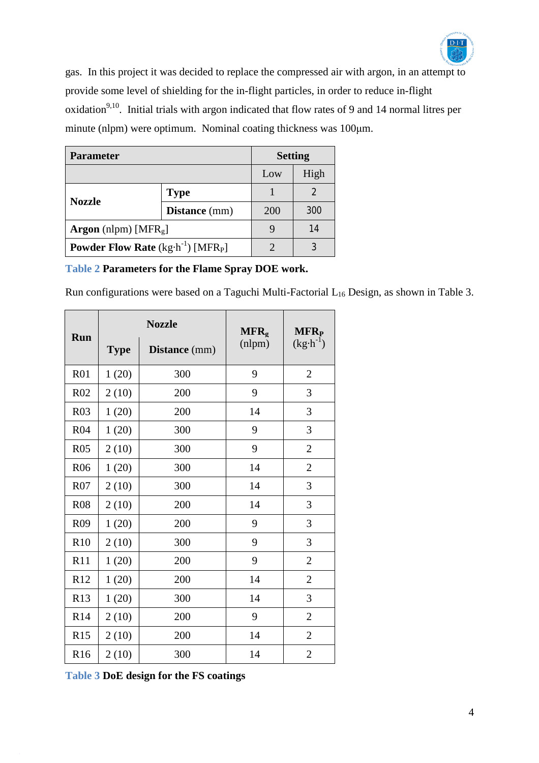gas. In this project it was decided to replace the compressed air with argon, in an attempt to provide some level of shielding for the in-flight particles, in order to reduce in-flight oxidation[9,10]. Initial trials with argon indicated that flow rates of 9 and 14 normal litres per minute (nlpm) were optimum. Nominal coating thickness was 100μm.

| **Parameter** | | **Setting** | |
|---|---|---|---|
| | | Low | High |
| **Nozzle** | **Type** | 1 | 2 |
| | **Distance** (mm) | 200 | 300 |
| **Argon** (nlpm) [$MFR_g$] | | 9 | 14 |
| **Powder Flow Rate** ($kg{\cdot}h^{-1}$) [$MFR_P$] | | 2 | 3 |

**Table 2 Parameters for the Flame Spray DOE work.**

Run configurations were based on a Taguchi Multi-Factorial $L_{16}$ Design, as shown in Table 3.

| **Run** | **Nozzle** | | **$MFR_g$** (nlpm) | **$MFR_P$** ($kg{\cdot}h^{-1}$) |
|---|---|---|---|---|
| | **Type** | **Distance** (mm) | | |
| R01 | 1 (20) | 300 | 9 | 2 |
| R02 | 2 (10) | 200 | 9 | 3 |
| R03 | 1 (20) | 200 | 14 | 3 |
| R04 | 1 (20) | 300 | 9 | 3 |
| R05 | 2 (10) | 300 | 9 | 2 |
| R06 | 1 (20) | 300 | 14 | 2 |
| R07 | 2 (10) | 300 | 14 | 3 |
| R08 | 2 (10) | 200 | 14 | 3 |
| R09 | 1 (20) | 200 | 9 | 3 |
| R10 | 2 (10) | 300 | 9 | 3 |
| R11 | 1 (20) | 200 | 9 | 2 |
| R12 | 1 (20) | 200 | 14 | 2 |
| R13 | 1 (20) | 300 | 14 | 3 |
| R14 | 2 (10) | 200 | 9 | 2 |
| R15 | 2 (10) | 200 | 14 | 2 |
| R16 | 2 (10) | 300 | 14 | 2 |

**Table 3 DoE design for the FS coatings**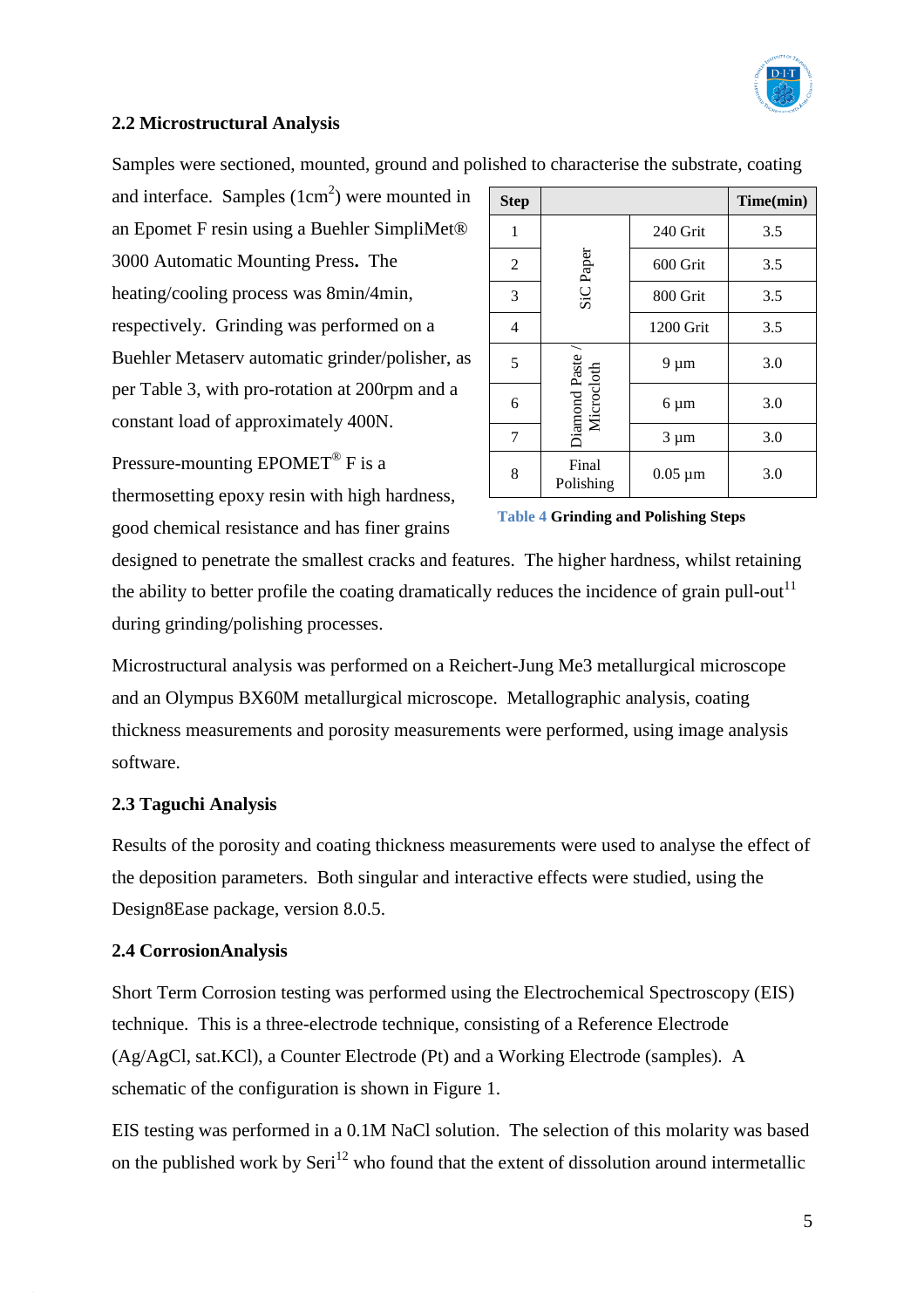## 2.2 Microstructural Analysis

Samples were sectioned, mounted, ground and polished to characterise the substrate, coating and interface. Samples ($1cm^2$) were mounted in an Epomet F resin using a Buehler SimpliMet® 3000 Automatic Mounting Press. The heating/cooling process was 8min/4min, respectively. Grinding was performed on a Buehler Metaserv automatic grinder/polisher, as per Table 3, with pro-rotation at 200rpm and a constant load of approximately 400N.

| Step | | | Time(min) |
|---|---|---|---|
| 1 | SiC Paper | 240 Grit | 3.5 |
| 2 | | 600 Grit | 3.5 |
| 3 | | 800 Grit | 3.5 |
| 4 | | 1200 Grit | 3.5 |
| 5 | Diamond Paste / Microcloth | 9 µm | 3.0 |
| 6 | | 6 µm | 3.0 |
| 7 | | 3 µm | 3.0 |
| 8 | Final Polishing | 0.05 µm | 3.0 |

Table 4 **Grinding and Polishing Steps**

Pressure-mounting EPOMET® F is a thermosetting epoxy resin with high hardness, good chemical resistance and has finer grains designed to penetrate the smallest cracks and features. The higher hardness, whilst retaining the ability to better profile the coating dramatically reduces the incidence of grain pull-out[11] during grinding/polishing processes.

Microstructural analysis was performed on a Reichert-Jung Me3 metallurgical microscope and an Olympus BX60M metallurgical microscope. Metallographic analysis, coating thickness measurements and porosity measurements were performed, using image analysis software.

## 2.3 Taguchi Analysis

Results of the porosity and coating thickness measurements were used to analyse the effect of the deposition parameters. Both singular and interactive effects were studied, using the Design8Ease package, version 8.0.5.

## 2.4 CorrosionAnalysis

Short Term Corrosion testing was performed using the Electrochemical Spectroscopy (EIS) technique. This is a three-electrode technique, consisting of a Reference Electrode (Ag/AgCl, sat.KCl), a Counter Electrode (Pt) and a Working Electrode (samples). A schematic of the configuration is shown in Figure 1.

EIS testing was performed in a 0.1M NaCl solution. The selection of this molarity was based on the published work by Seri[12] who found that the extent of dissolution around intermetallic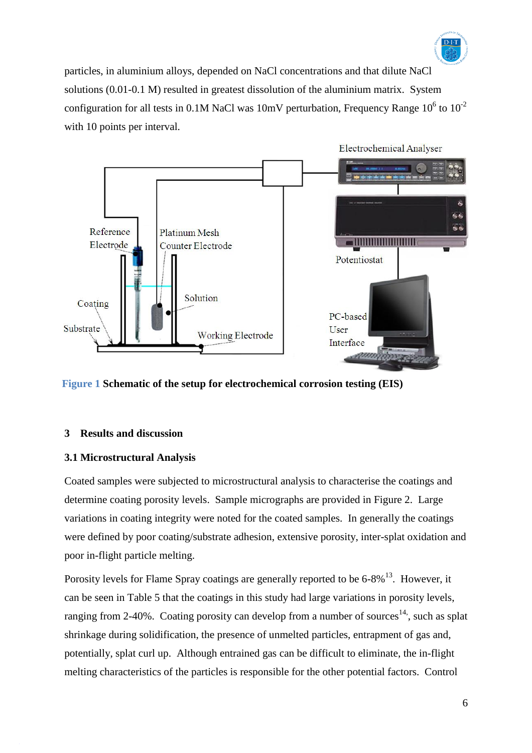particles, in aluminium alloys, depended on NaCl concentrations and that dilute NaCl solutions (0.01-0.1 M) resulted in greatest dissolution of the aluminium matrix. System configuration for all tests in 0.1M NaCl was 10mV perturbation, Frequency Range $10^6$ to $10^{-2}$ with 10 points per interval.

**Figure 1 Schematic of the setup for electrochemical corrosion testing (EIS)**

## 3 Results and discussion

### 3.1 Microstructural Analysis

Coated samples were subjected to microstructural analysis to characterise the coatings and determine coating porosity levels. Sample micrographs are provided in Figure 2. Large variations in coating integrity were noted for the coated samples. In generally the coatings were defined by poor coating/substrate adhesion, extensive porosity, inter-splat oxidation and poor in-flight particle melting.

Porosity levels for Flame Spray coatings are generally reported to be 6-8%[13]. However, it can be seen in Table 5 that the coatings in this study had large variations in porosity levels, ranging from 2-40%. Coating porosity can develop from a number of sources[14], such as splat shrinkage during solidification, the presence of unmelted particles, entrapment of gas and, potentially, splat curl up. Although entrained gas can be difficult to eliminate, the in-flight melting characteristics of the particles is responsible for the other potential factors. Control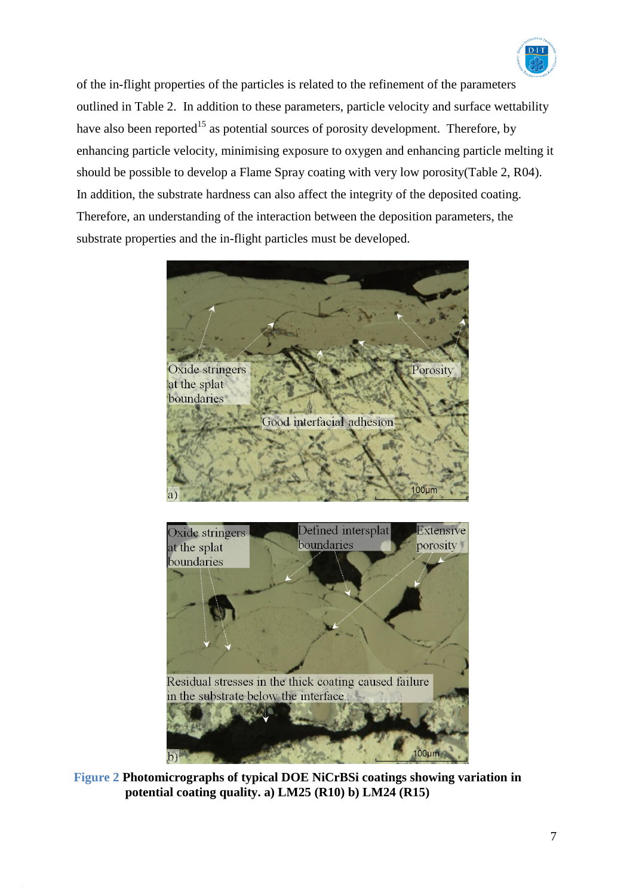of the in-flight properties of the particles is related to the refinement of the parameters outlined in Table 2. In addition to these parameters, particle velocity and surface wettability have also been reported[15] as potential sources of porosity development. Therefore, by enhancing particle velocity, minimising exposure to oxygen and enhancing particle melting it should be possible to develop a Flame Spray coating with very low porosity(Table 2, R04). In addition, the substrate hardness can also affect the integrity of the deposited coating. Therefore, an understanding of the interaction between the deposition parameters, the substrate properties and the in-flight particles must be developed.

**Figure 2 Photomicrographs of typical DOE NiCrBSi coatings showing variation in potential coating quality. a) LM25 (R10) b) LM24 (R15)**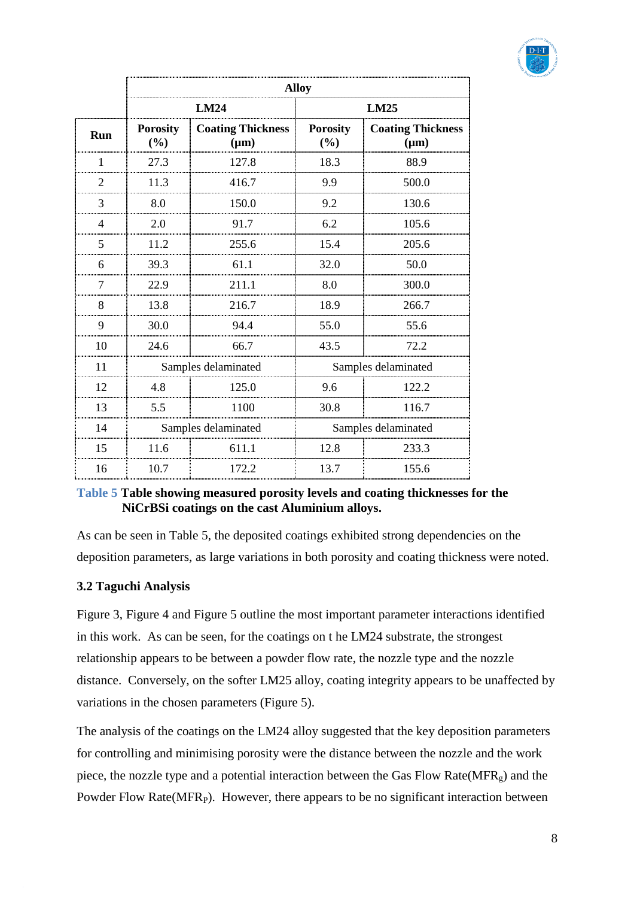| Run | Alloy | | | |
|---|---|---|---|---|
| | LM24 | | LM25 | |
| | Porosity (%) | Coating Thickness (μm) | Porosity (%) | Coating Thickness (μm) |
| 1 | 27.3 | 127.8 | 18.3 | 88.9 |
| 2 | 11.3 | 416.7 | 9.9 | 500.0 |
| 3 | 8.0 | 150.0 | 9.2 | 130.6 |
| 4 | 2.0 | 91.7 | 6.2 | 105.6 |
| 5 | 11.2 | 255.6 | 15.4 | 205.6 |
| 6 | 39.3 | 61.1 | 32.0 | 50.0 |
| 7 | 22.9 | 211.1 | 8.0 | 300.0 |
| 8 | 13.8 | 216.7 | 18.9 | 266.7 |
| 9 | 30.0 | 94.4 | 55.0 | 55.6 |
| 10 | 24.6 | 66.7 | 43.5 | 72.2 |
| 11 | Samples delaminated | | Samples delaminated | |
| 12 | 4.8 | 125.0 | 9.6 | 122.2 |
| 13 | 5.5 | 1100 | 30.8 | 116.7 |
| 14 | Samples delaminated | | Samples delaminated | |
| 15 | 11.6 | 611.1 | 12.8 | 233.3 |
| 16 | 10.7 | 172.2 | 13.7 | 155.6 |

**Table 5 Table showing measured porosity levels and coating thicknesses for the NiCrBSi coatings on the cast Aluminium alloys.**

As can be seen in Table 5, the deposited coatings exhibited strong dependencies on the deposition parameters, as large variations in both porosity and coating thickness were noted.

### 3.2 Taguchi Analysis

Figure 3, Figure 4 and Figure 5 outline the most important parameter interactions identified in this work. As can be seen, for the coatings on t he LM24 substrate, the strongest relationship appears to be between a powder flow rate, the nozzle type and the nozzle distance. Conversely, on the softer LM25 alloy, coating integrity appears to be unaffected by variations in the chosen parameters (Figure 5).

The analysis of the coatings on the LM24 alloy suggested that the key deposition parameters for controlling and minimising porosity were the distance between the nozzle and the work piece, the nozzle type and a potential interaction between the Gas Flow Rate($MFR_g$) and the Powder Flow Rate($MFR_P$). However, there appears to be no significant interaction between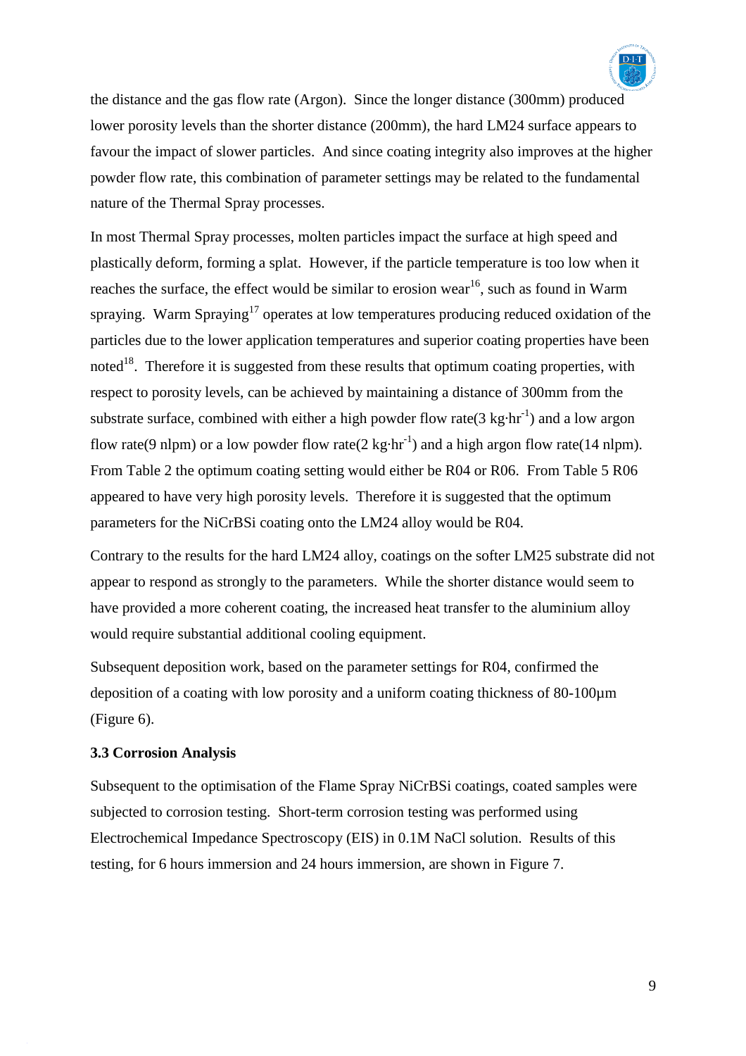the distance and the gas flow rate (Argon). Since the longer distance (300mm) produced lower porosity levels than the shorter distance (200mm), the hard LM24 surface appears to favour the impact of slower particles. And since coating integrity also improves at the higher powder flow rate, this combination of parameter settings may be related to the fundamental nature of the Thermal Spray processes.

In most Thermal Spray processes, molten particles impact the surface at high speed and plastically deform, forming a splat. However, if the particle temperature is too low when it reaches the surface, the effect would be similar to erosion wear[16], such as found in Warm spraying. Warm Spraying[17] operates at low temperatures producing reduced oxidation of the particles due to the lower application temperatures and superior coating properties have been noted[18]. Therefore it is suggested from these results that optimum coating properties, with respect to porosity levels, can be achieved by maintaining a distance of 300mm from the substrate surface, combined with either a high powder flow rate(3 $kg{\cdot}hr^{-1}$) and a low argon flow rate(9 nlpm) or a low powder flow rate(2 $kg{\cdot}hr^{-1}$) and a high argon flow rate(14 nlpm). From Table 2 the optimum coating setting would either be R04 or R06. From Table 5 R06 appeared to have very high porosity levels. Therefore it is suggested that the optimum parameters for the NiCrBSi coating onto the LM24 alloy would be R04.

Contrary to the results for the hard LM24 alloy, coatings on the softer LM25 substrate did not appear to respond as strongly to the parameters. While the shorter distance would seem to have provided a more coherent coating, the increased heat transfer to the aluminium alloy would require substantial additional cooling equipment.

Subsequent deposition work, based on the parameter settings for R04, confirmed the deposition of a coating with low porosity and a uniform coating thickness of 80-100µm (Figure 6).

### 3.3 Corrosion Analysis

Subsequent to the optimisation of the Flame Spray NiCrBSi coatings, coated samples were subjected to corrosion testing. Short-term corrosion testing was performed using Electrochemical Impedance Spectroscopy (EIS) in 0.1M NaCl solution. Results of this testing, for 6 hours immersion and 24 hours immersion, are shown in Figure 7.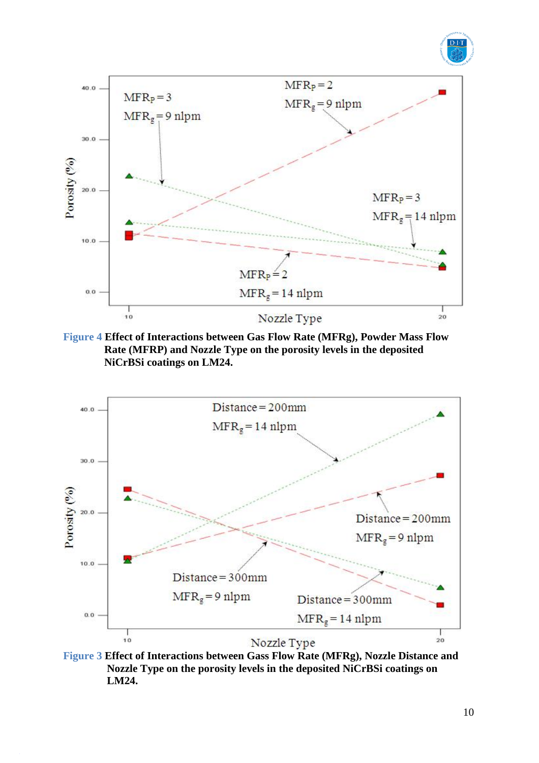**Figure 4** **Effect of Interactions between Gas Flow Rate (MFRg), Powder Mass Flow Rate (MFRP) and Nozzle Type on the porosity levels in the deposited NiCrBSi coatings on LM24.**

**Figure 3** **Effect of Interactions between Gass Flow Rate (MFRg), Nozzle Distance and Nozzle Type on the porosity levels in the deposited NiCrBSi coatings on LM24.**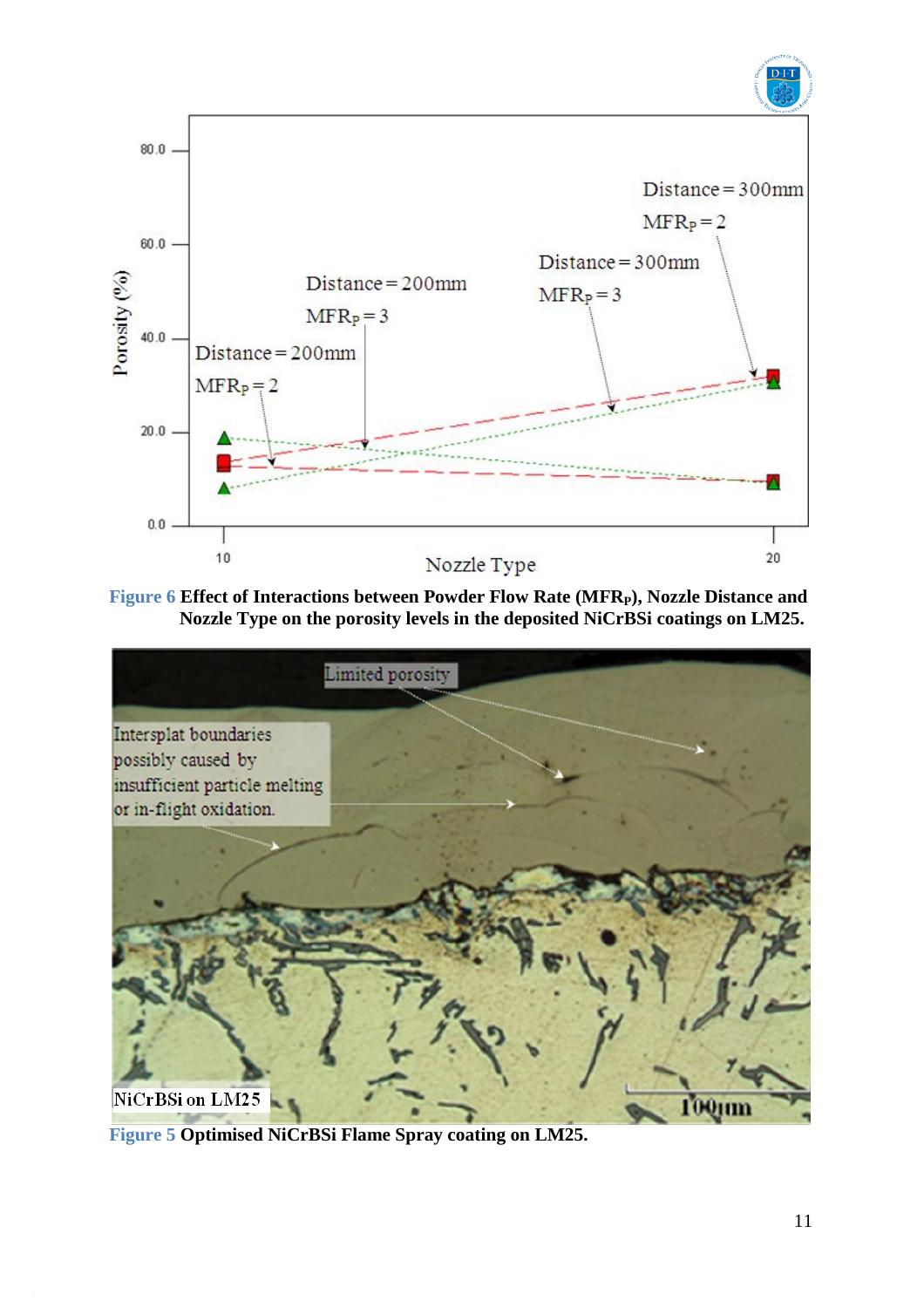**Figure 6** **Effect of Interactions between Powder Flow Rate ($MFR_P$), Nozzle Distance and Nozzle Type on the porosity levels in the deposited NiCrBSi coatings on LM25.**

**Figure 5** **Optimised NiCrBSi Flame Spray coating on LM25.**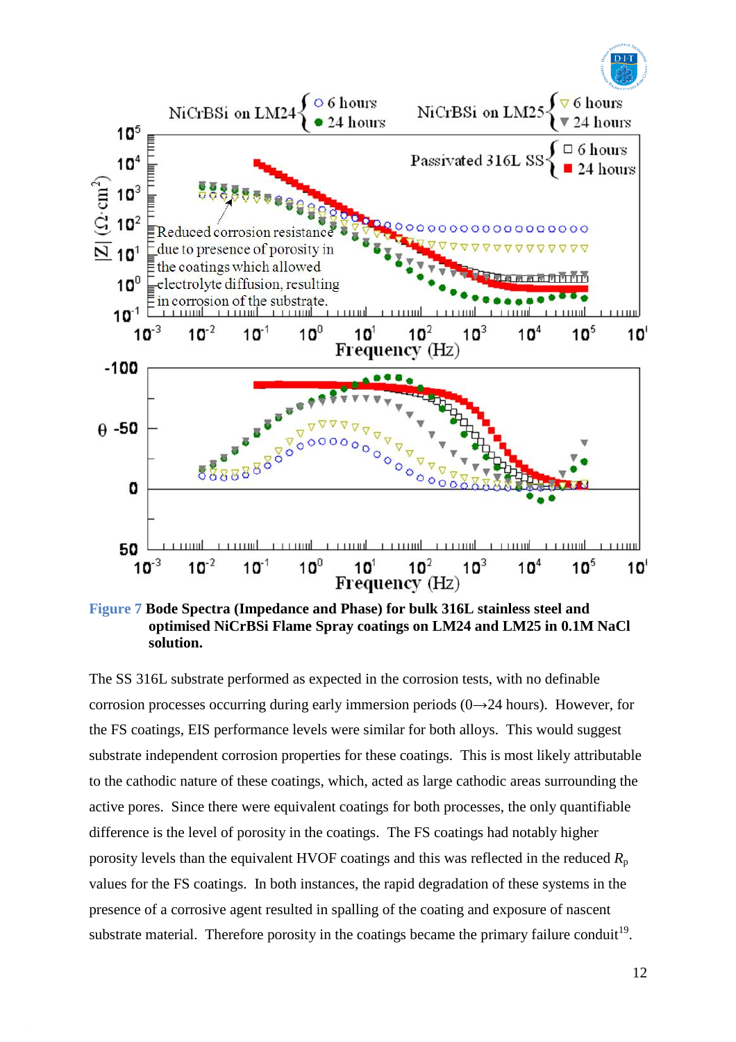**Figure 7 Bode Spectra (Impedance and Phase) for bulk 316L stainless steel and optimised NiCrBSi Flame Spray coatings on LM24 and LM25 in 0.1M NaCl solution.**

The SS 316L substrate performed as expected in the corrosion tests, with no definable corrosion processes occurring during early immersion periods (0→24 hours). However, for the FS coatings, EIS performance levels were similar for both alloys. This would suggest substrate independent corrosion properties for these coatings. This is most likely attributable to the cathodic nature of these coatings, which, acted as large cathodic areas surrounding the active pores. Since there were equivalent coatings for both processes, the only quantifiable difference is the level of porosity in the coatings. The FS coatings had notably higher porosity levels than the equivalent HVOF coatings and this was reflected in the reduced $R_p$ values for the FS coatings. In both instances, the rapid degradation of these systems in the presence of a corrosive agent resulted in spalling of the coating and exposure of nascent substrate material. Therefore porosity in the coatings became the primary failure conduit[19].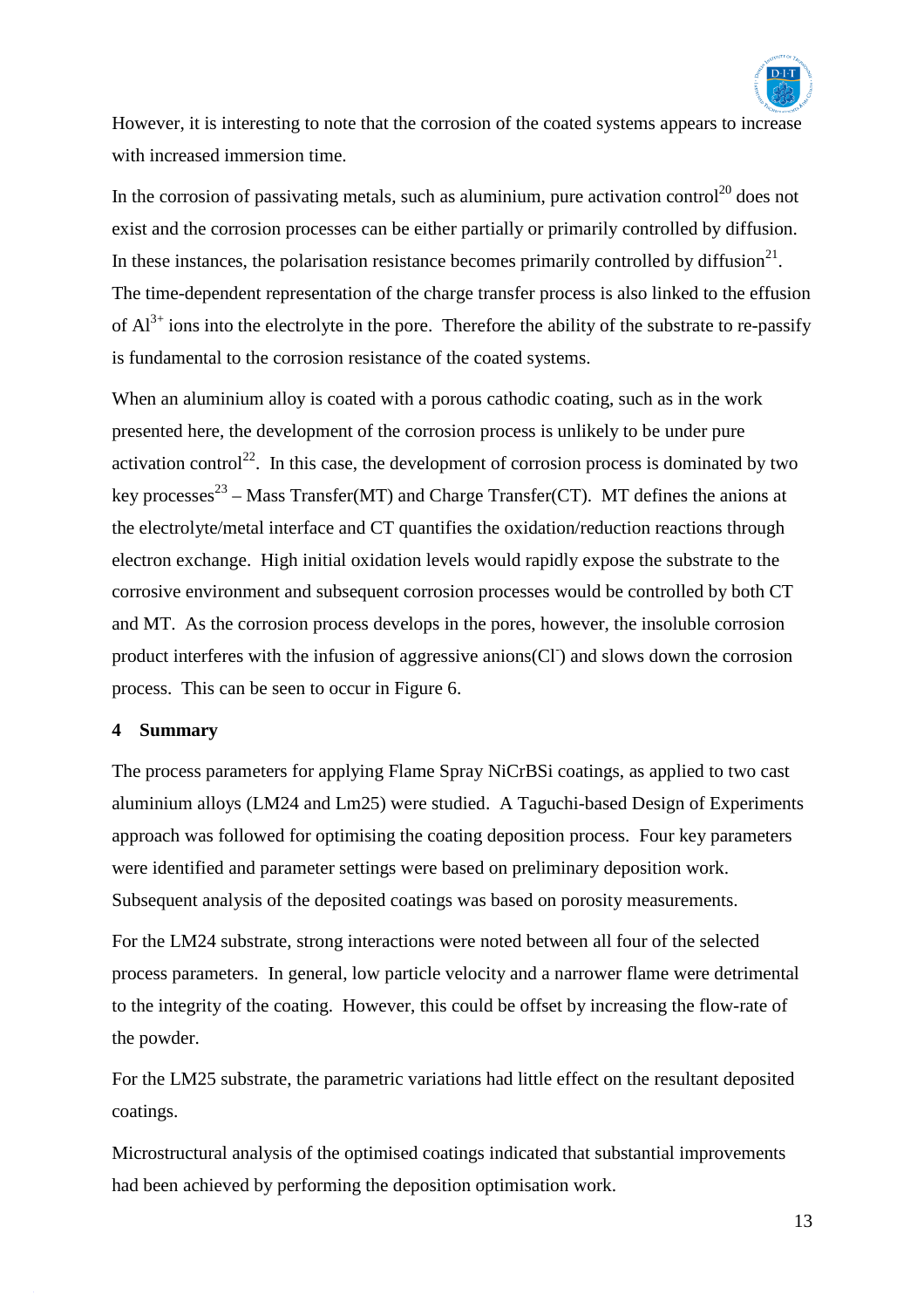However, it is interesting to note that the corrosion of the coated systems appears to increase with increased immersion time.

In the corrosion of passivating metals, such as aluminium, pure activation control[20] does not exist and the corrosion processes can be either partially or primarily controlled by diffusion. In these instances, the polarisation resistance becomes primarily controlled by diffusion[21]. The time-dependent representation of the charge transfer process is also linked to the effusion of $Al^{3+}$ ions into the electrolyte in the pore. Therefore the ability of the substrate to re-passify is fundamental to the corrosion resistance of the coated systems.

When an aluminium alloy is coated with a porous cathodic coating, such as in the work presented here, the development of the corrosion process is unlikely to be under pure activation control[22]. In this case, the development of corrosion process is dominated by two key processes[23] – Mass Transfer(MT) and Charge Transfer(CT). MT defines the anions at the electrolyte/metal interface and CT quantifies the oxidation/reduction reactions through electron exchange. High initial oxidation levels would rapidly expose the substrate to the corrosive environment and subsequent corrosion processes would be controlled by both CT and MT. As the corrosion process develops in the pores, however, the insoluble corrosion product interferes with the infusion of aggressive anions($Cl^-$) and slows down the corrosion process. This can be seen to occur in Figure 6.

## 4 Summary

The process parameters for applying Flame Spray NiCrBSi coatings, as applied to two cast aluminium alloys (LM24 and Lm25) were studied. A Taguchi-based Design of Experiments approach was followed for optimising the coating deposition process. Four key parameters were identified and parameter settings were based on preliminary deposition work. Subsequent analysis of the deposited coatings was based on porosity measurements.

For the LM24 substrate, strong interactions were noted between all four of the selected process parameters. In general, low particle velocity and a narrower flame were detrimental to the integrity of the coating. However, this could be offset by increasing the flow-rate of the powder.

For the LM25 substrate, the parametric variations had little effect on the resultant deposited coatings.

Microstructural analysis of the optimised coatings indicated that substantial improvements had been achieved by performing the deposition optimisation work.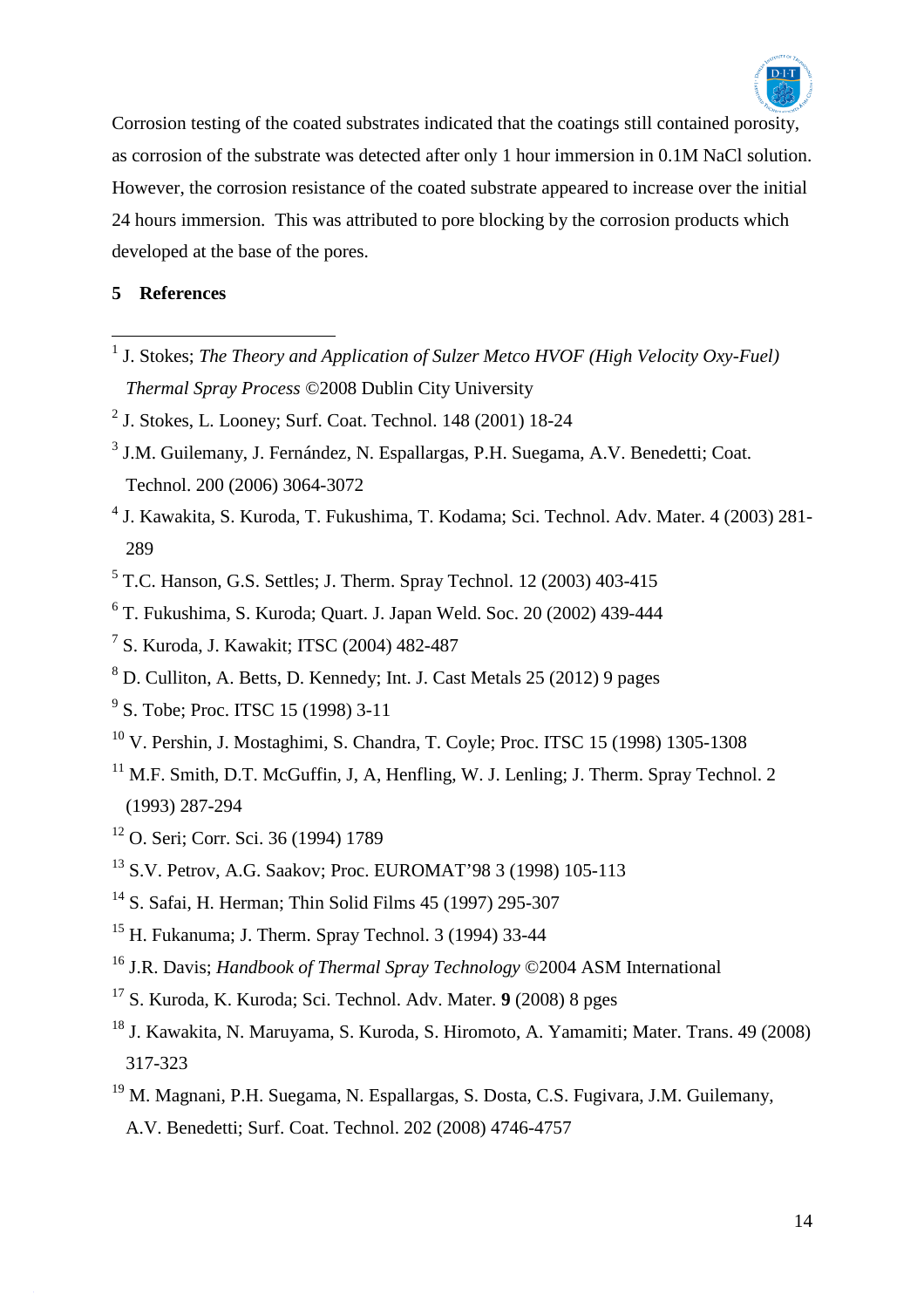Corrosion testing of the coated substrates indicated that the coatings still contained porosity, as corrosion of the substrate was detected after only 1 hour immersion in 0.1M NaCl solution. However, the corrosion resistance of the coated substrate appeared to increase over the initial 24 hours immersion. This was attributed to pore blocking by the corrosion products which developed at the base of the pores.

## 5 References

[1] J. Stokes; *The Theory and Application of Sulzer Metco HVOF (High Velocity Oxy-Fuel) Thermal Spray Process* ©2008 Dublin City University

[2] J. Stokes, L. Looney; Surf. Coat. Technol. 148 (2001) 18-24

[3] J.M. Guilemany, J. Fernández, N. Espallargas, P.H. Suegama, A.V. Benedetti; Coat. Technol. 200 (2006) 3064-3072

[4] J. Kawakita, S. Kuroda, T. Fukushima, T. Kodama; Sci. Technol. Adv. Mater. 4 (2003) 281-289

[5] T.C. Hanson, G.S. Settles; J. Therm. Spray Technol. 12 (2003) 403-415

[6] T. Fukushima, S. Kuroda; Quart. J. Japan Weld. Soc. 20 (2002) 439-444

[7] S. Kuroda, J. Kawakit; ITSC (2004) 482-487

[8] D. Culliton, A. Betts, D. Kennedy; Int. J. Cast Metals 25 (2012) 9 pages

[9] S. Tobe; Proc. ITSC 15 (1998) 3-11

[10] V. Pershin, J. Mostaghimi, S. Chandra, T. Coyle; Proc. ITSC 15 (1998) 1305-1308

[11] M.F. Smith, D.T. McGuffin, J, A, Henfling, W. J. Lenling; J. Therm. Spray Technol. 2 (1993) 287-294

[12] O. Seri; Corr. Sci. 36 (1994) 1789

[13] S.V. Petrov, A.G. Saakov; Proc. EUROMAT'98 3 (1998) 105-113

[14] S. Safai, H. Herman; Thin Solid Films 45 (1997) 295-307

[15] H. Fukanuma; J. Therm. Spray Technol. 3 (1994) 33-44

[16] J.R. Davis; *Handbook of Thermal Spray Technology* ©2004 ASM International

[17] S. Kuroda, K. Kuroda; Sci. Technol. Adv. Mater. **9** (2008) 8 pges

[18] J. Kawakita, N. Maruyama, S. Kuroda, S. Hiromoto, A. Yamamiti; Mater. Trans. 49 (2008) 317-323

[19] M. Magnani, P.H. Suegama, N. Espallargas, S. Dosta, C.S. Fugivara, J.M. Guilemany, A.V. Benedetti; Surf. Coat. Technol. 202 (2008) 4746-4757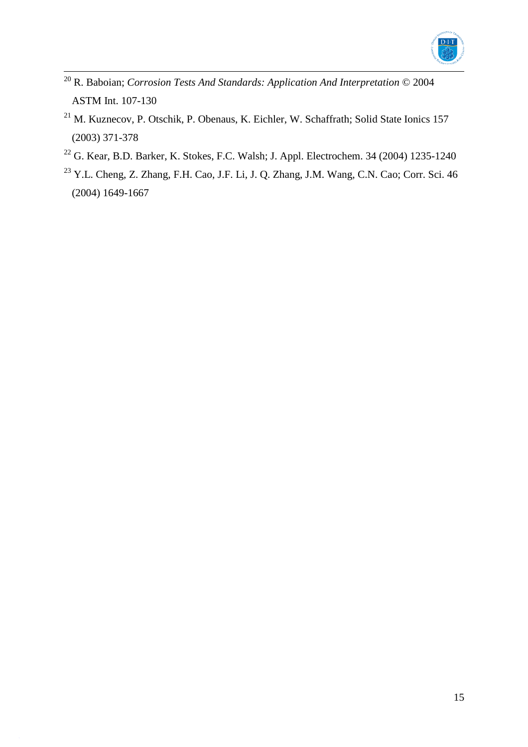[20] R. Baboian; *Corrosion Tests And Standards: Application And Interpretation* © 2004 ASTM Int. 107-130

[21] M. Kuznecov, P. Otschik, P. Obenaus, K. Eichler, W. Schaffrath; Solid State Ionics 157 (2003) 371-378

[22] G. Kear, B.D. Barker, K. Stokes, F.C. Walsh; J. Appl. Electrochem. 34 (2004) 1235-1240

[23] Y.L. Cheng, Z. Zhang, F.H. Cao, J.F. Li, J. Q. Zhang, J.M. Wang, C.N. Cao; Corr. Sci. 46 (2004) 1649-1667